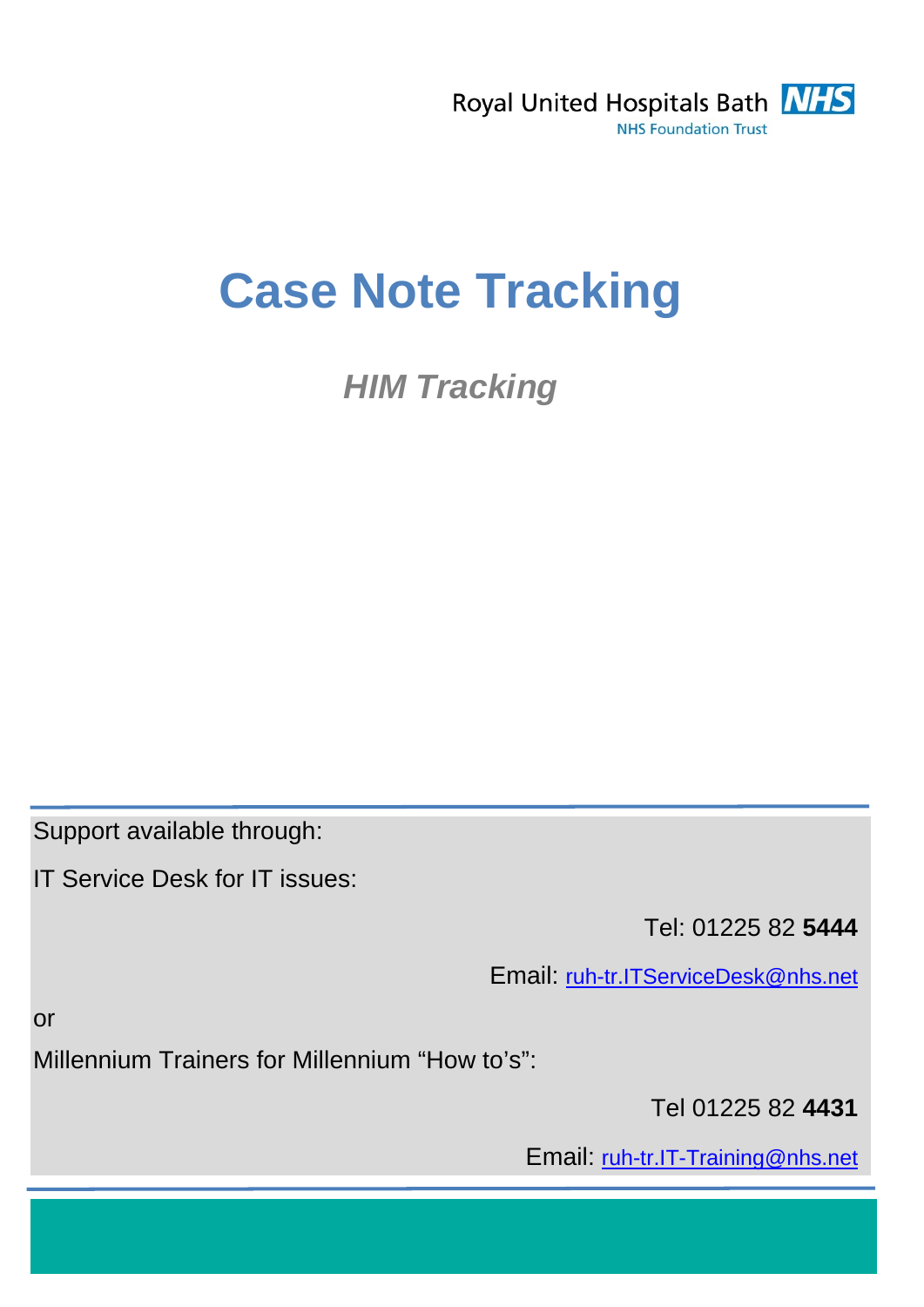Royal United Hospitals Bath NHS
NHS Foundation Trust

# Case Note Tracking

## *HIM Tracking*

Support available through:

IT Service Desk for IT issues:

Tel: 01225 82 **5444**

Email: ruh-tr.ITServiceDesk@nhs.net

or

Millennium Trainers for Millennium "How to's":

Tel 01225 82 **4431**

Email: ruh-tr.IT-Training@nhs.net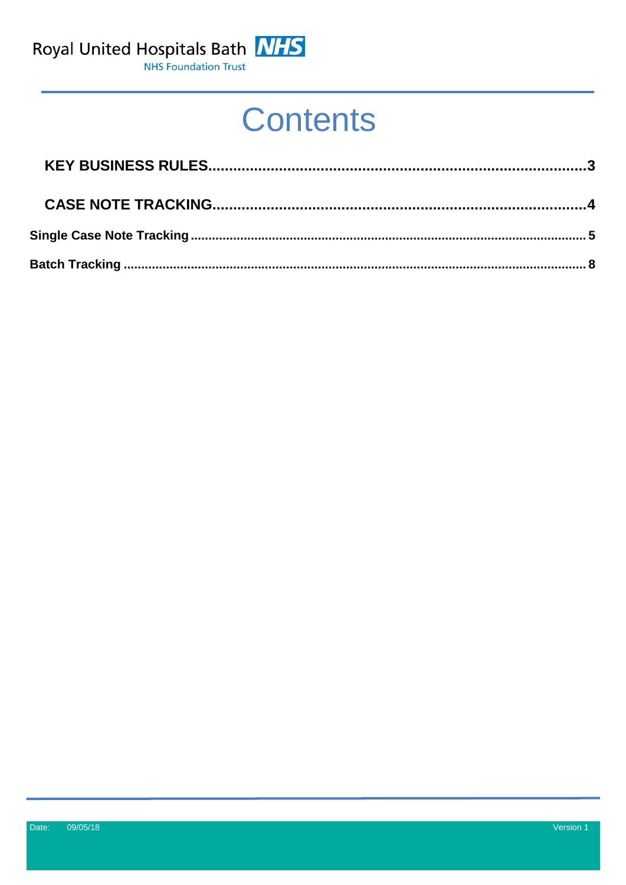# Contents

**KEY BUSINESS RULES**......................................................................................3

**CASE NOTE TRACKING**....................................................................................4

**Single Case Note Tracking**................................................................................5

**Batch Tracking**...................................................................................................8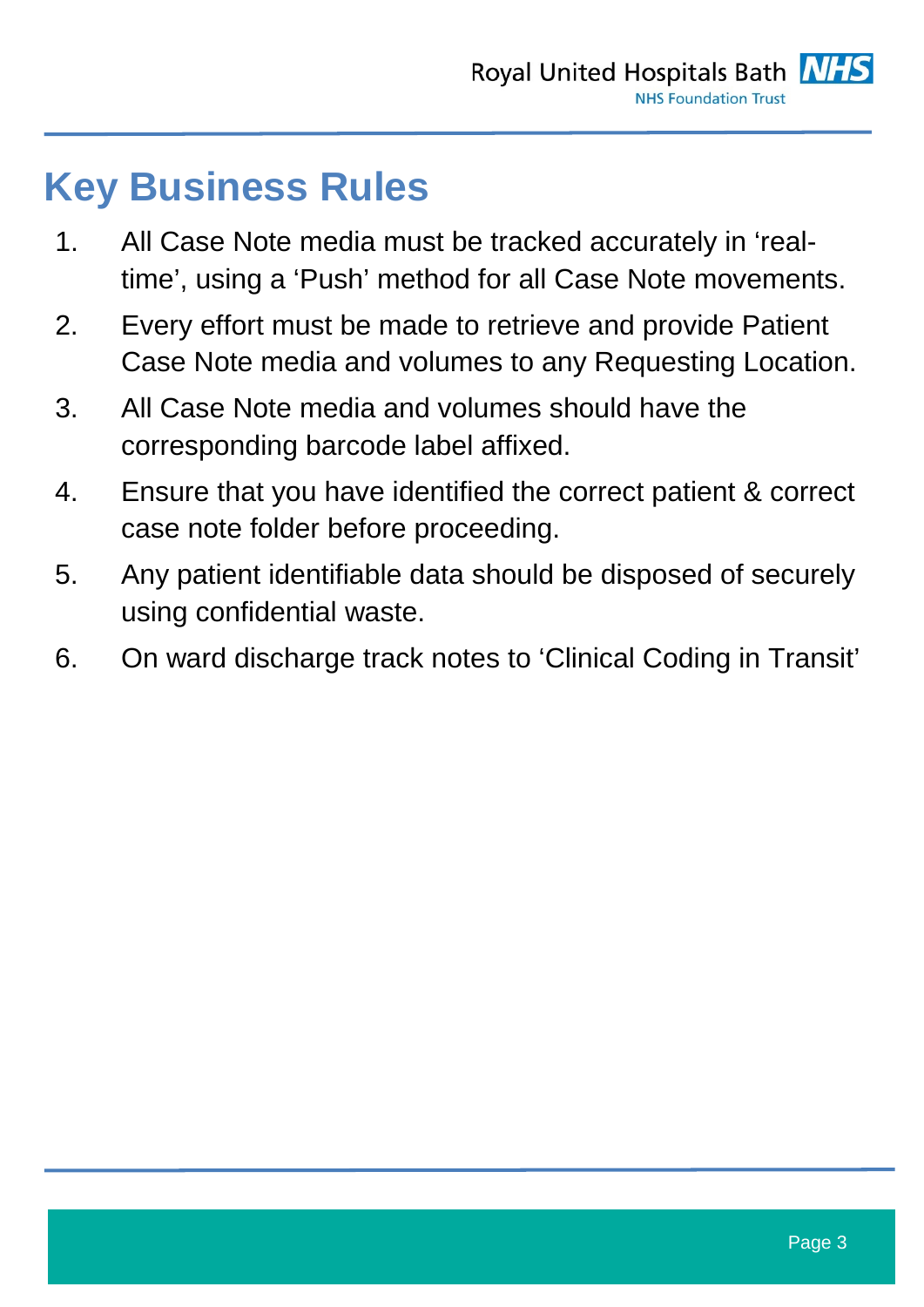# Key Business Rules

1. All Case Note media must be tracked accurately in 'real-time', using a 'Push' method for all Case Note movements.
2. Every effort must be made to retrieve and provide Patient Case Note media and volumes to any Requesting Location.
3. All Case Note media and volumes should have the corresponding barcode label affixed.
4. Ensure that you have identified the correct patient & correct case note folder before proceeding.
5. Any patient identifiable data should be disposed of securely using confidential waste.
6. On ward discharge track notes to 'Clinical Coding in Transit'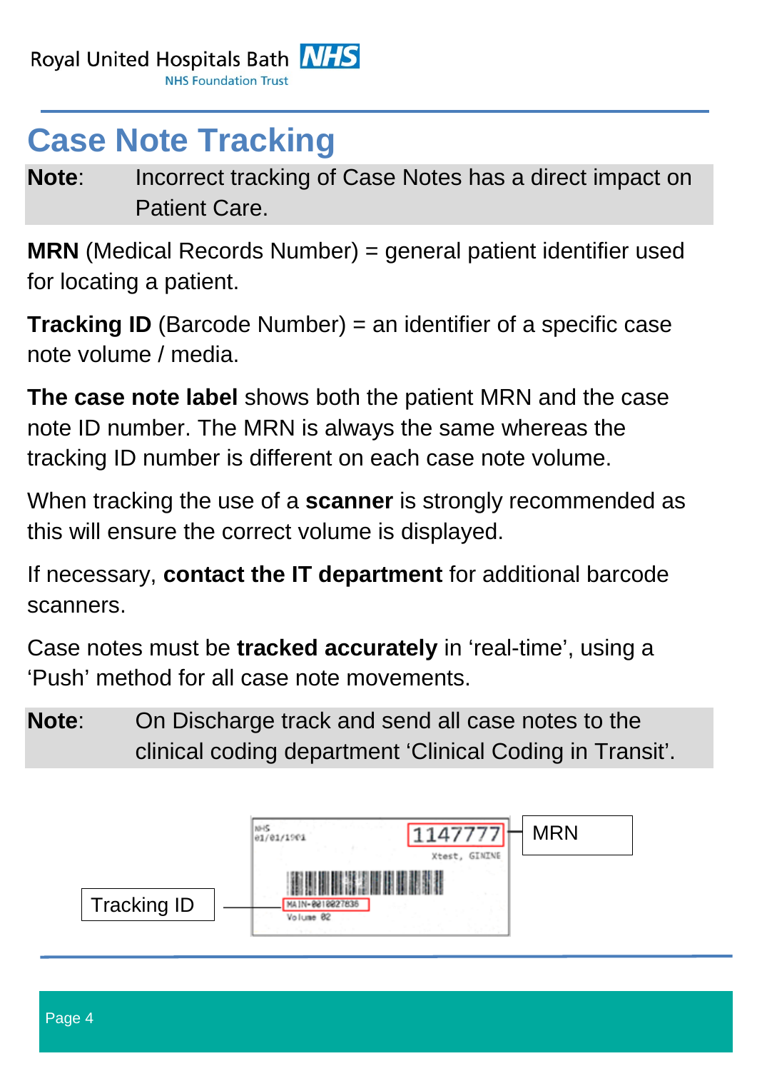# Case Note Tracking

**Note**: Incorrect tracking of Case Notes has a direct impact on Patient Care.

**MRN** (Medical Records Number) = general patient identifier used for locating a patient.

**Tracking ID** (Barcode Number) = an identifier of a specific case note volume / media.

**The case note label** shows both the patient MRN and the case note ID number. The MRN is always the same whereas the tracking ID number is different on each case note volume.

When tracking the use of a **scanner** is strongly recommended as this will ensure the correct volume is displayed.

If necessary, **contact the IT department** for additional barcode scanners.

Case notes must be **tracked accurately** in 'real-time', using a 'Push' method for all case note movements.

**Note**: On Discharge track and send all case notes to the clinical coding department 'Clinical Coding in Transit'.

MRN

Tracking ID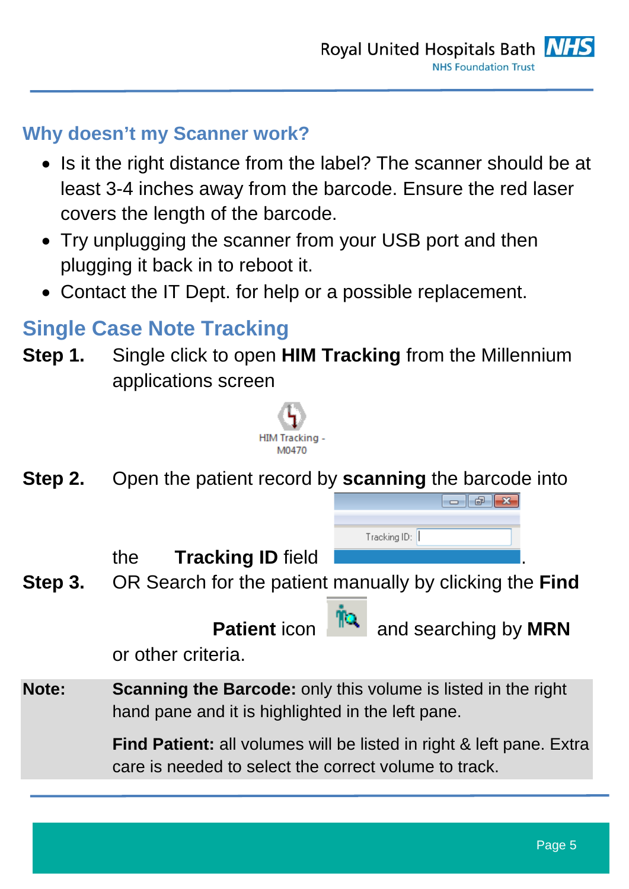## Why doesn't my Scanner work?

- Is it the right distance from the label? The scanner should be at least 3-4 inches away from the barcode. Ensure the red laser covers the length of the barcode.
- Try unplugging the scanner from your USB port and then plugging it back in to reboot it.
- Contact the IT Dept. for help or a possible replacement.

## Single Case Note Tracking

**Step 1.** Single click to open **HIM Tracking** from the Millennium applications screen

HIM Tracking - M0470

**Step 2.** Open the patient record by **scanning** the barcode into the **Tracking ID** field

Tracking ID:

**Step 3.** OR Search for the patient manually by clicking the **Find Patient** icon and searching by **MRN** or other criteria.

**Note:** **Scanning the Barcode:** only this volume is listed in the right hand pane and it is highlighted in the left pane.

**Find Patient:** all volumes will be listed in right & left pane. Extra care is needed to select the correct volume to track.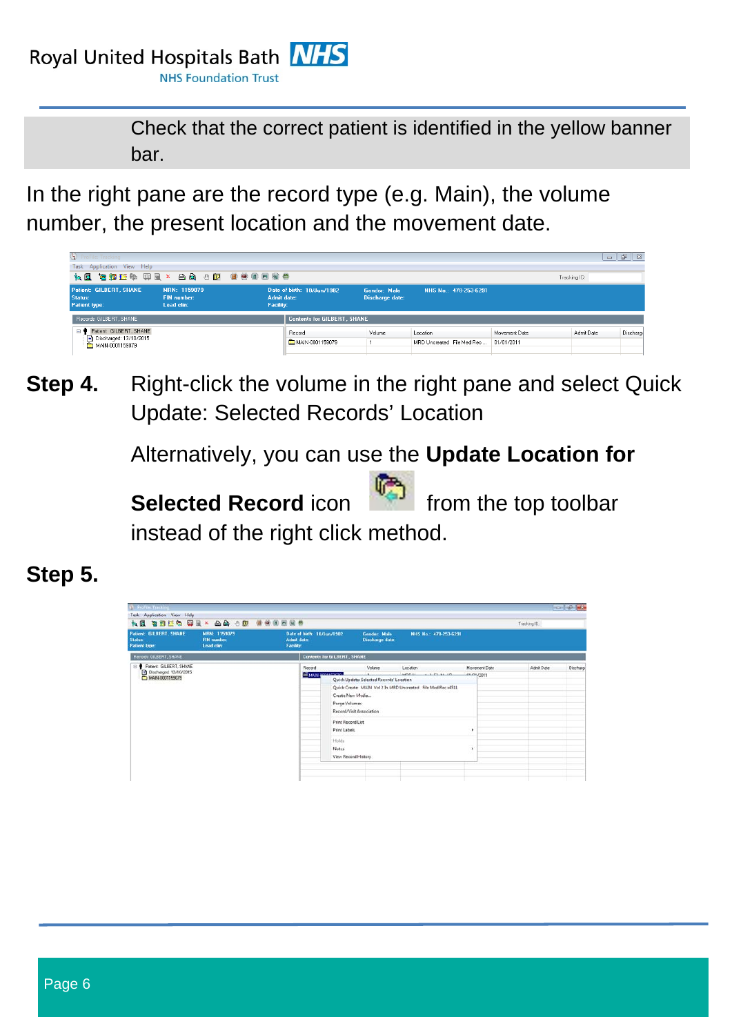Check that the correct patient is identified in the yellow banner bar.

In the right pane are the record type (e.g. Main), the volume number, the present location and the movement date.

**Step 4.** Right-click the volume in the right pane and select Quick Update: Selected Records' Location

Alternatively, you can use the **Update Location for Selected Record** icon from the top toolbar instead of the right click method.

**Step 5.**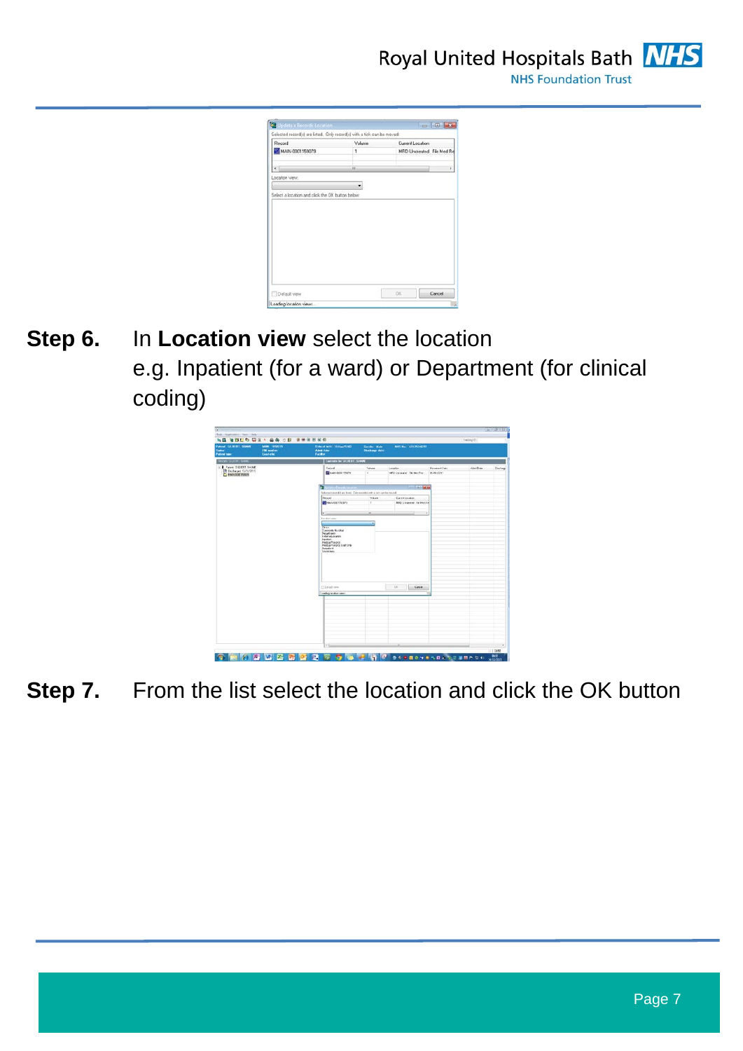**Step 6.** In **Location view** select the location e.g. Inpatient (for a ward) or Department (for clinical coding)

**Step 7.** From the list select the location and click the OK button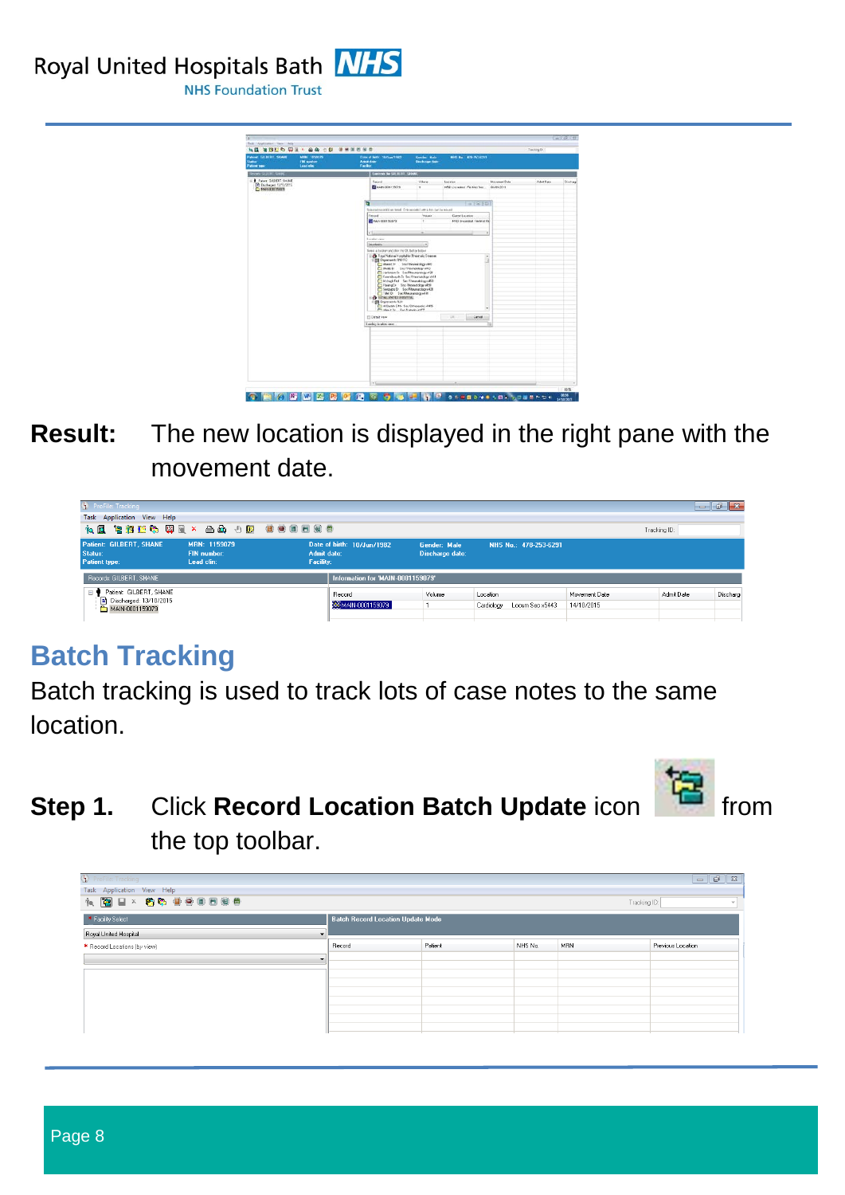**Result:** The new location is displayed in the right pane with the movement date.

## Batch Tracking

Batch tracking is used to track lots of case notes to the same location.

**Step 1.** Click **Record Location Batch Update** icon from the top toolbar.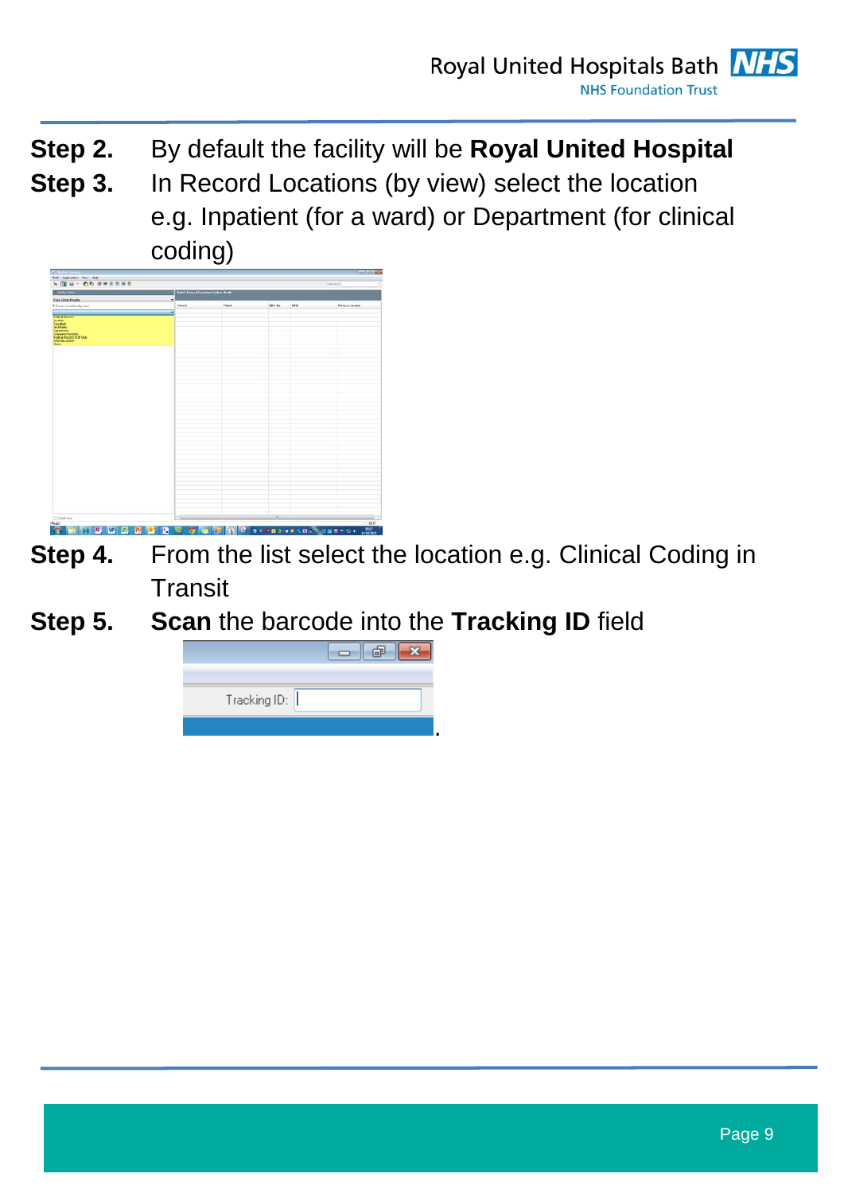**Step 2.** By default the facility will be **Royal United Hospital**

**Step 3.** In Record Locations (by view) select the location e.g. Inpatient (for a ward) or Department (for clinical coding)

**Step 4.** From the list select the location e.g. Clinical Coding in Transit

**Step 5.** **Scan** the barcode into the **Tracking ID** field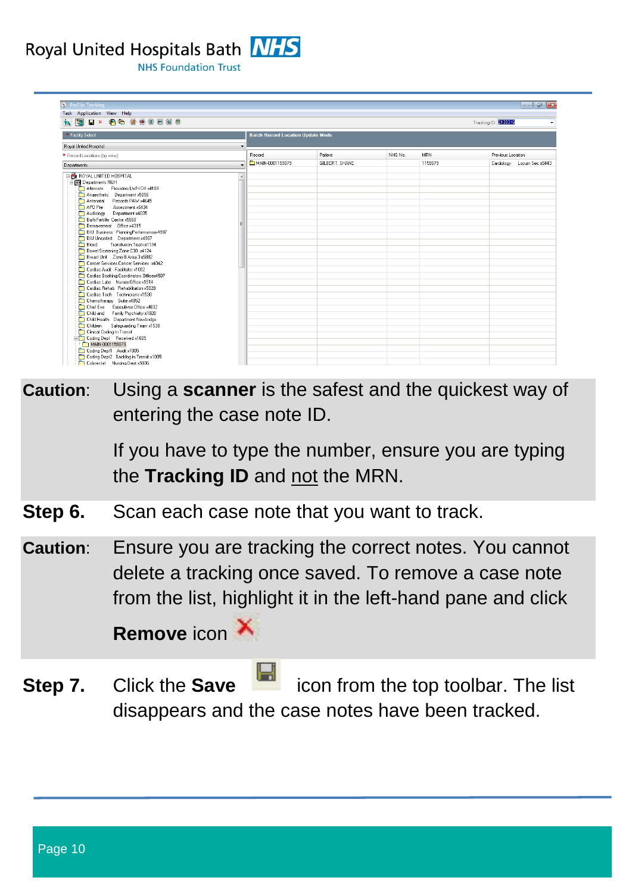**Caution**: Using a **scanner** is the safest and the quickest way of entering the case note ID.

If you have to type the number, ensure you are typing the **Tracking ID** and not the MRN.

**Step 6.** Scan each case note that you want to track.

**Caution**: Ensure you are tracking the correct notes. You cannot delete a tracking once saved. To remove a case note from the list, highlight it in the left-hand pane and click **Remove** icon

**Step 7.** Click the **Save** icon from the top toolbar. The list disappears and the case notes have been tracked.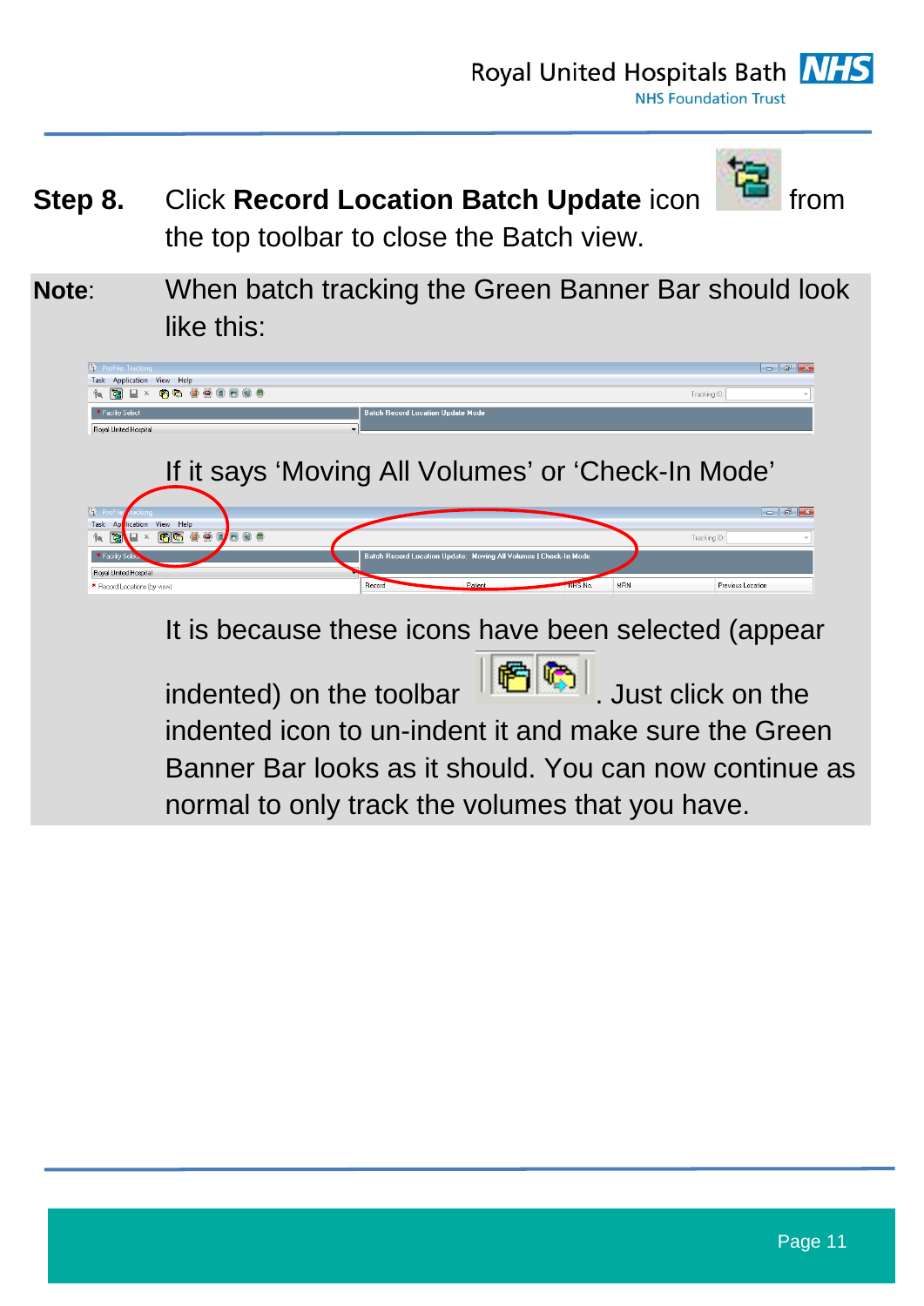**Step 8.** Click **Record Location Batch Update** icon from the top toolbar to close the Batch view.

**Note**: When batch tracking the Green Banner Bar should look like this:

If it says 'Moving All Volumes' or 'Check-In Mode'

It is because these icons have been selected (appear indented) on the toolbar . Just click on the indented icon to un-indent it and make sure the Green Banner Bar looks as it should. You can now continue as normal to only track the volumes that you have.